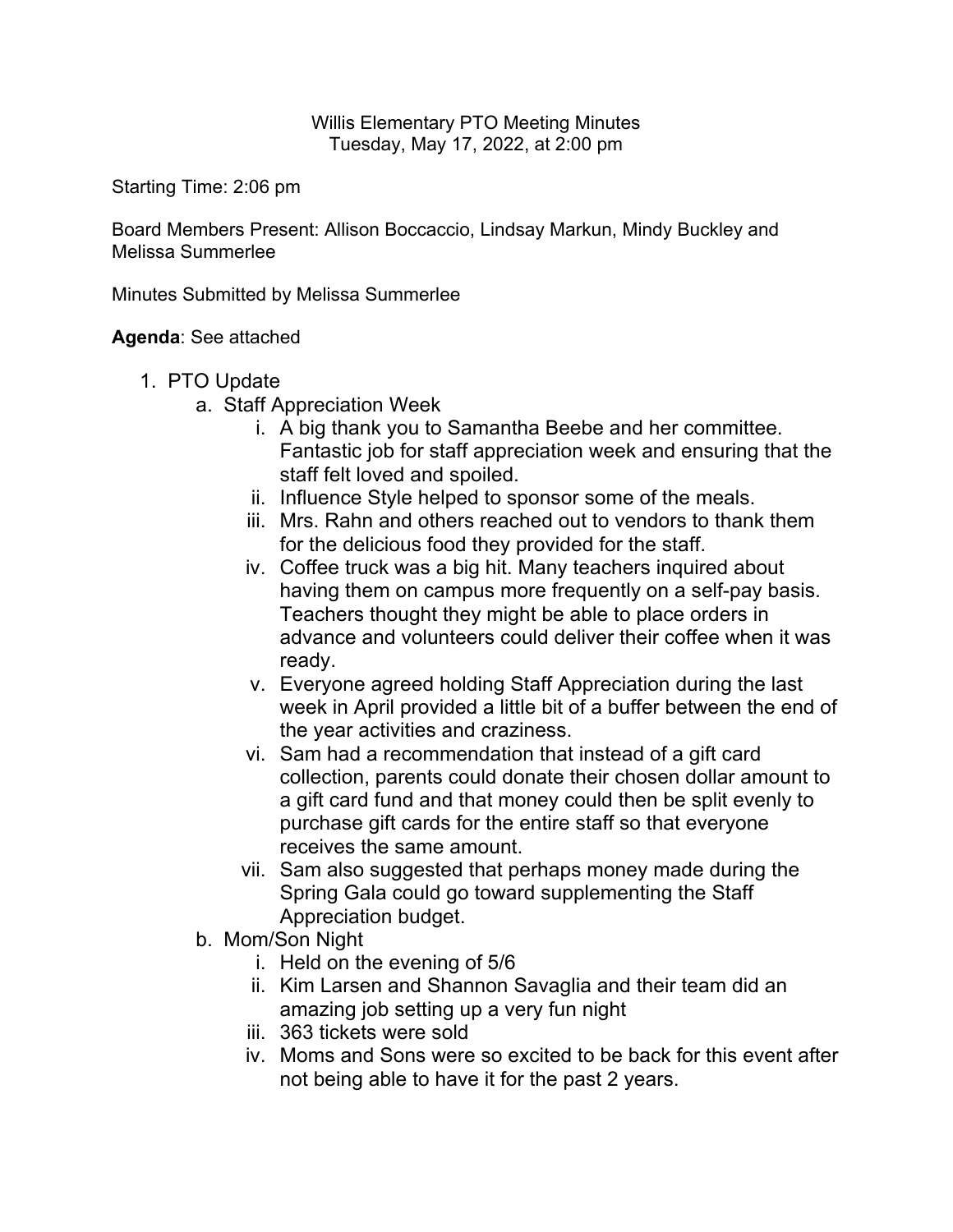Willis Elementary PTO Meeting Minutes
Tuesday, May 17, 2022, at 2:00 pm

Starting Time: 2:06 pm

Board Members Present: Allison Boccaccio, Lindsay Markun, Mindy Buckley and Melissa Summerlee

Minutes Submitted by Melissa Summerlee

**Agenda**: See attached

1. PTO Update
   a. Staff Appreciation Week
      i. A big thank you to Samantha Beebe and her committee. Fantastic job for staff appreciation week and ensuring that the staff felt loved and spoiled.
      ii. Influence Style helped to sponsor some of the meals.
      iii. Mrs. Rahn and others reached out to vendors to thank them for the delicious food they provided for the staff.
      iv. Coffee truck was a big hit. Many teachers inquired about having them on campus more frequently on a self-pay basis. Teachers thought they might be able to place orders in advance and volunteers could deliver their coffee when it was ready.
      v. Everyone agreed holding Staff Appreciation during the last week in April provided a little bit of a buffer between the end of the year activities and craziness.
      vi. Sam had a recommendation that instead of a gift card collection, parents could donate their chosen dollar amount to a gift card fund and that money could then be split evenly to purchase gift cards for the entire staff so that everyone receives the same amount.
      vii. Sam also suggested that perhaps money made during the Spring Gala could go toward supplementing the Staff Appreciation budget.
   b. Mom/Son Night
      i. Held on the evening of 5/6
      ii. Kim Larsen and Shannon Savaglia and their team did an amazing job setting up a very fun night
      iii. 363 tickets were sold
      iv. Moms and Sons were so excited to be back for this event after not being able to have it for the past 2 years.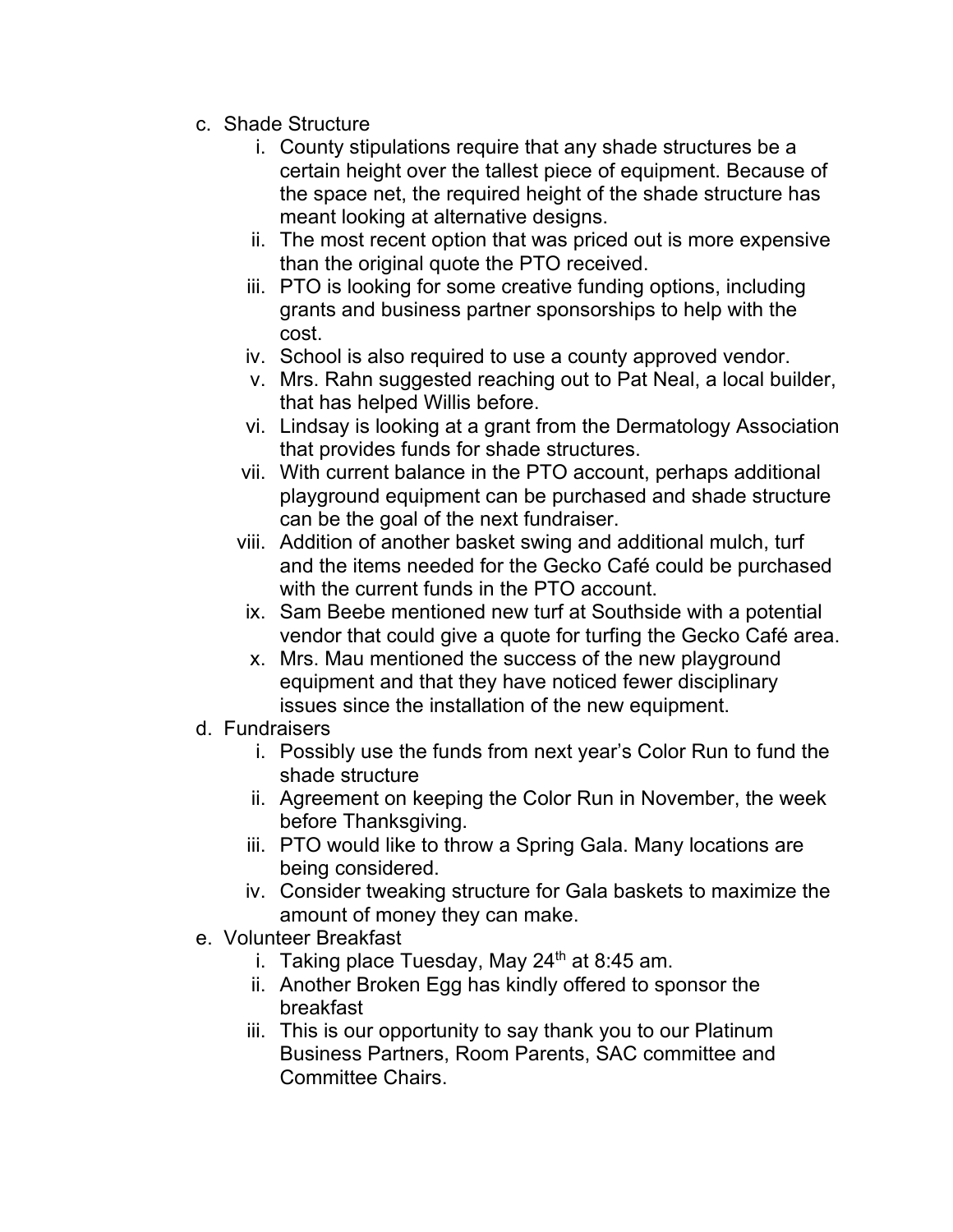c. Shade Structure
    i. County stipulations require that any shade structures be a certain height over the tallest piece of equipment. Because of the space net, the required height of the shade structure has meant looking at alternative designs.
    ii. The most recent option that was priced out is more expensive than the original quote the PTO received.
    iii. PTO is looking for some creative funding options, including grants and business partner sponsorships to help with the cost.
    iv. School is also required to use a county approved vendor.
    v. Mrs. Rahn suggested reaching out to Pat Neal, a local builder, that has helped Willis before.
    vi. Lindsay is looking at a grant from the Dermatology Association that provides funds for shade structures.
    vii. With current balance in the PTO account, perhaps additional playground equipment can be purchased and shade structure can be the goal of the next fundraiser.
    viii. Addition of another basket swing and additional mulch, turf and the items needed for the Gecko Café could be purchased with the current funds in the PTO account.
    ix. Sam Beebe mentioned new turf at Southside with a potential vendor that could give a quote for turfing the Gecko Café area.
    x. Mrs. Mau mentioned the success of the new playground equipment and that they have noticed fewer disciplinary issues since the installation of the new equipment.

d. Fundraisers
    i. Possibly use the funds from next year's Color Run to fund the shade structure
    ii. Agreement on keeping the Color Run in November, the week before Thanksgiving.
    iii. PTO would like to throw a Spring Gala. Many locations are being considered.
    iv. Consider tweaking structure for Gala baskets to maximize the amount of money they can make.

e. Volunteer Breakfast
    i. Taking place Tuesday, May 24th at 8:45 am.
    ii. Another Broken Egg has kindly offered to sponsor the breakfast
    iii. This is our opportunity to say thank you to our Platinum Business Partners, Room Parents, SAC committee and Committee Chairs.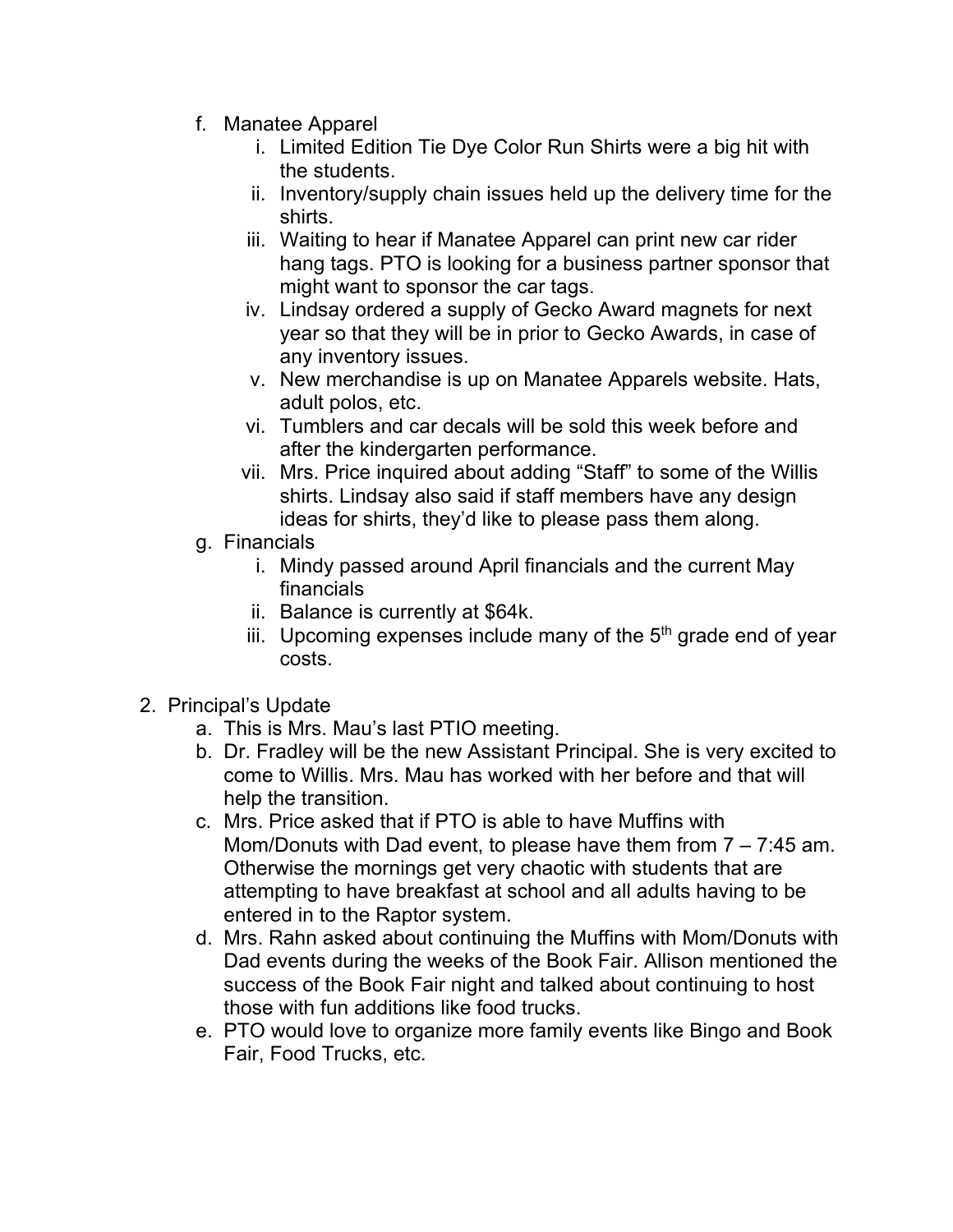f. Manatee Apparel
   i. Limited Edition Tie Dye Color Run Shirts were a big hit with the students.
   ii. Inventory/supply chain issues held up the delivery time for the shirts.
   iii. Waiting to hear if Manatee Apparel can print new car rider hang tags. PTO is looking for a business partner sponsor that might want to sponsor the car tags.
   iv. Lindsay ordered a supply of Gecko Award magnets for next year so that they will be in prior to Gecko Awards, in case of any inventory issues.
   v. New merchandise is up on Manatee Apparels website. Hats, adult polos, etc.
   vi. Tumblers and car decals will be sold this week before and after the kindergarten performance.
   vii. Mrs. Price inquired about adding "Staff" to some of the Willis shirts. Lindsay also said if staff members have any design ideas for shirts, they'd like to please pass them along.

g. Financials
   i. Mindy passed around April financials and the current May financials
   ii. Balance is currently at $64k.
   iii. Upcoming expenses include many of the 5th grade end of year costs.

2. Principal's Update
   a. This is Mrs. Mau's last PTIO meeting.
   b. Dr. Fradley will be the new Assistant Principal. She is very excited to come to Willis. Mrs. Mau has worked with her before and that will help the transition.
   c. Mrs. Price asked that if PTO is able to have Muffins with Mom/Donuts with Dad event, to please have them from 7 – 7:45 am. Otherwise the mornings get very chaotic with students that are attempting to have breakfast at school and all adults having to be entered in to the Raptor system.
   d. Mrs. Rahn asked about continuing the Muffins with Mom/Donuts with Dad events during the weeks of the Book Fair. Allison mentioned the success of the Book Fair night and talked about continuing to host those with fun additions like food trucks.
   e. PTO would love to organize more family events like Bingo and Book Fair, Food Trucks, etc.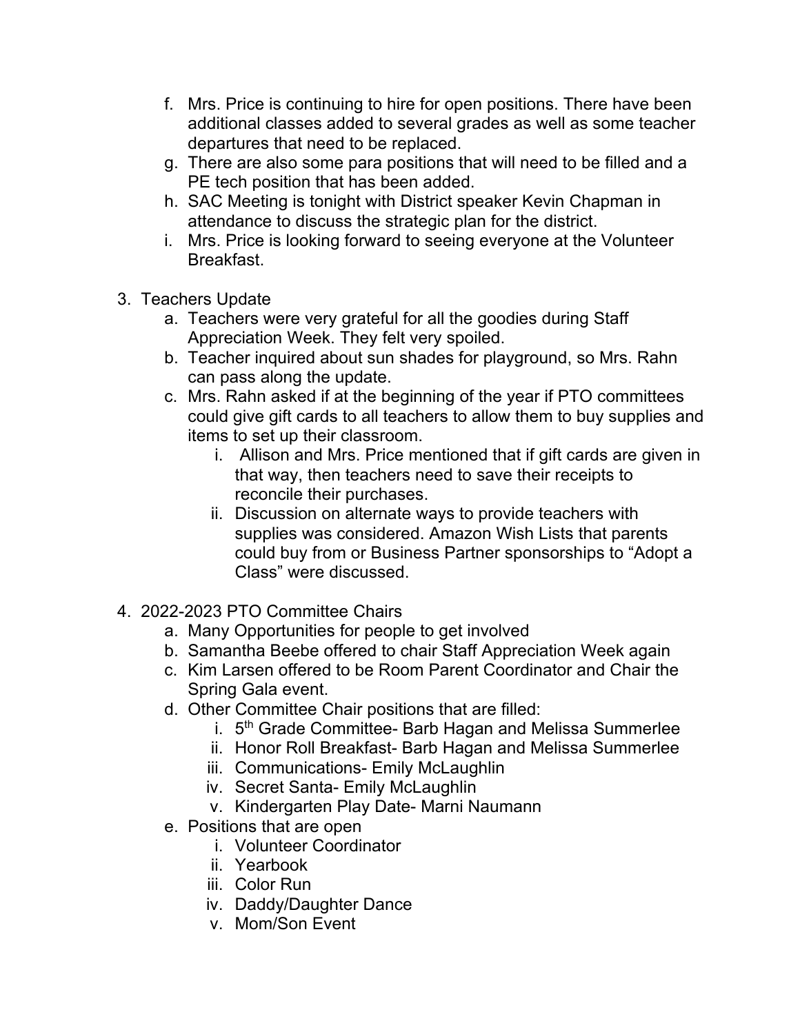f. Mrs. Price is continuing to hire for open positions. There have been additional classes added to several grades as well as some teacher departures that need to be replaced.
g. There are also some para positions that will need to be filled and a PE tech position that has been added.
h. SAC Meeting is tonight with District speaker Kevin Chapman in attendance to discuss the strategic plan for the district.
i. Mrs. Price is looking forward to seeing everyone at the Volunteer Breakfast.

3. Teachers Update
   a. Teachers were very grateful for all the goodies during Staff Appreciation Week. They felt very spoiled.
   b. Teacher inquired about sun shades for playground, so Mrs. Rahn can pass along the update.
   c. Mrs. Rahn asked if at the beginning of the year if PTO committees could give gift cards to all teachers to allow them to buy supplies and items to set up their classroom.
      i. Allison and Mrs. Price mentioned that if gift cards are given in that way, then teachers need to save their receipts to reconcile their purchases.
      ii. Discussion on alternate ways to provide teachers with supplies was considered. Amazon Wish Lists that parents could buy from or Business Partner sponsorships to "Adopt a Class" were discussed.

4. 2022-2023 PTO Committee Chairs
   a. Many Opportunities for people to get involved
   b. Samantha Beebe offered to chair Staff Appreciation Week again
   c. Kim Larsen offered to be Room Parent Coordinator and Chair the Spring Gala event.
   d. Other Committee Chair positions that are filled:
      i. 5th Grade Committee- Barb Hagan and Melissa Summerlee
      ii. Honor Roll Breakfast- Barb Hagan and Melissa Summerlee
      iii. Communications- Emily McLaughlin
      iv. Secret Santa- Emily McLaughlin
      v. Kindergarten Play Date- Marni Naumann
   e. Positions that are open
      i. Volunteer Coordinator
      ii. Yearbook
      iii. Color Run
      iv. Daddy/Daughter Dance
      v. Mom/Son Event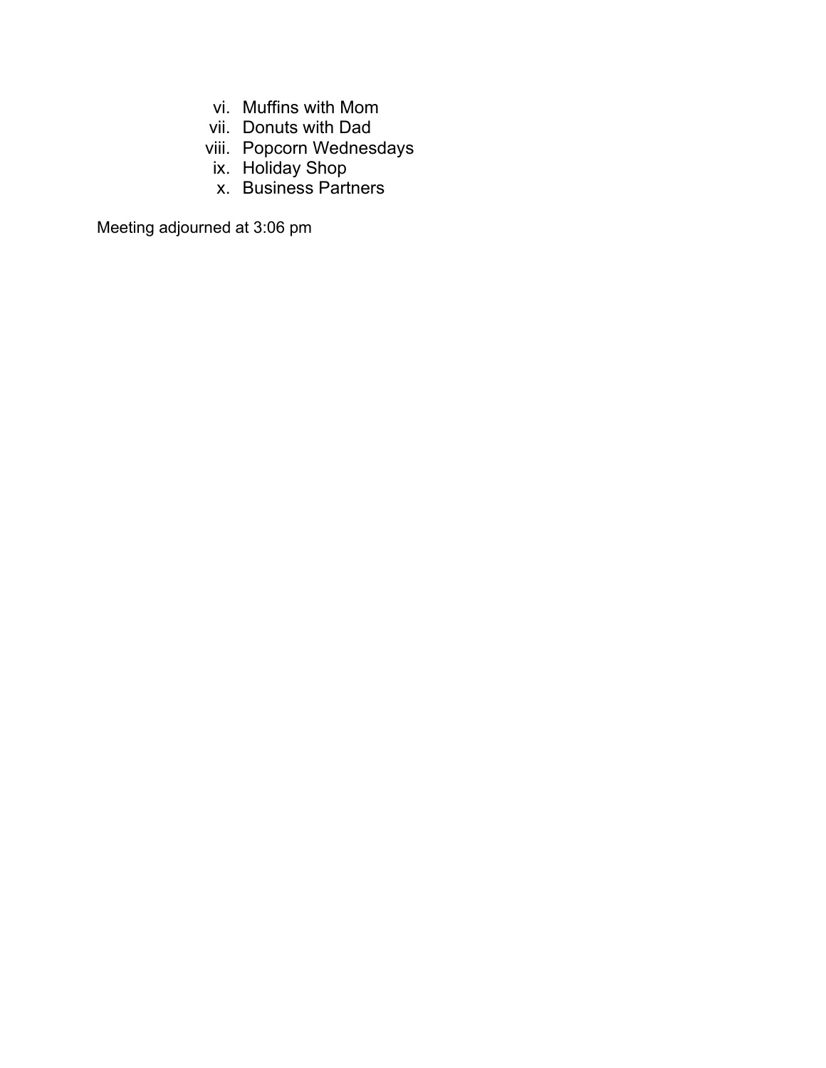vi. Muffins with Mom
vii. Donuts with Dad
viii. Popcorn Wednesdays
ix. Holiday Shop
x. Business Partners

Meeting adjourned at 3:06 pm